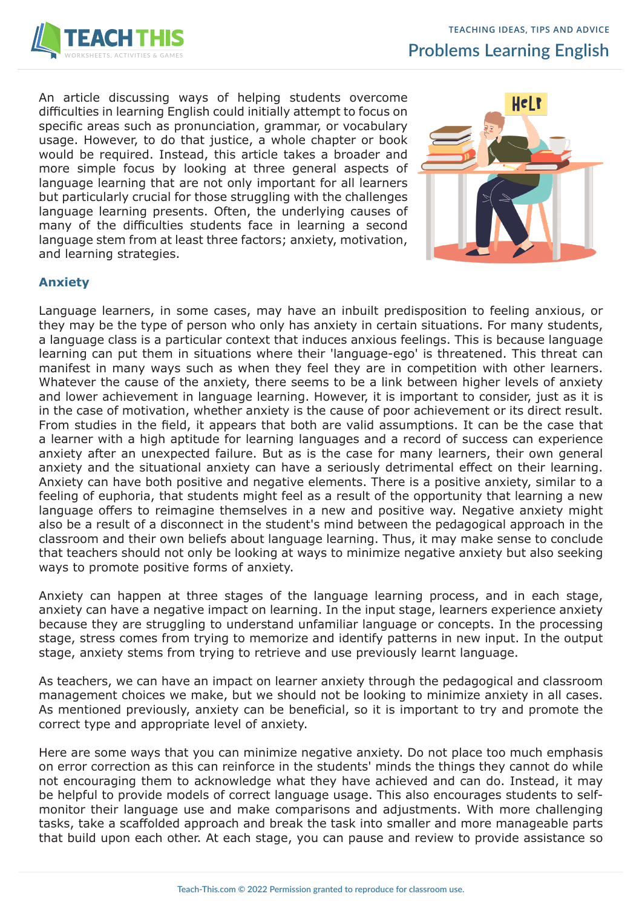# Problems Learning English

An article discussing ways of helping students overcome difficulties in learning English could initially attempt to focus on specific areas such as pronunciation, grammar, or vocabulary usage. However, to do that justice, a whole chapter or book would be required. Instead, this article takes a broader and more simple focus by looking at three general aspects of language learning that are not only important for all learners but particularly crucial for those struggling with the challenges language learning presents. Often, the underlying causes of many of the difficulties students face in learning a second language stem from at least three factors; anxiety, motivation, and learning strategies.

## Anxiety

Language learners, in some cases, may have an inbuilt predisposition to feeling anxious, or they may be the type of person who only has anxiety in certain situations. For many students, a language class is a particular context that induces anxious feelings. This is because language learning can put them in situations where their 'language-ego' is threatened. This threat can manifest in many ways such as when they feel they are in competition with other learners. Whatever the cause of the anxiety, there seems to be a link between higher levels of anxiety and lower achievement in language learning. However, it is important to consider, just as it is in the case of motivation, whether anxiety is the cause of poor achievement or its direct result. From studies in the field, it appears that both are valid assumptions. It can be the case that a learner with a high aptitude for learning languages and a record of success can experience anxiety after an unexpected failure. But as is the case for many learners, their own general anxiety and the situational anxiety can have a seriously detrimental effect on their learning. Anxiety can have both positive and negative elements. There is a positive anxiety, similar to a feeling of euphoria, that students might feel as a result of the opportunity that learning a new language offers to reimagine themselves in a new and positive way. Negative anxiety might also be a result of a disconnect in the student's mind between the pedagogical approach in the classroom and their own beliefs about language learning. Thus, it may make sense to conclude that teachers should not only be looking at ways to minimize negative anxiety but also seeking ways to promote positive forms of anxiety.

Anxiety can happen at three stages of the language learning process, and in each stage, anxiety can have a negative impact on learning. In the input stage, learners experience anxiety because they are struggling to understand unfamiliar language or concepts. In the processing stage, stress comes from trying to memorize and identify patterns in new input. In the output stage, anxiety stems from trying to retrieve and use previously learnt language.

As teachers, we can have an impact on learner anxiety through the pedagogical and classroom management choices we make, but we should not be looking to minimize anxiety in all cases. As mentioned previously, anxiety can be beneficial, so it is important to try and promote the correct type and appropriate level of anxiety.

Here are some ways that you can minimize negative anxiety. Do not place too much emphasis on error correction as this can reinforce in the students' minds the things they cannot do while not encouraging them to acknowledge what they have achieved and can do. Instead, it may be helpful to provide models of correct language usage. This also encourages students to self-monitor their language use and make comparisons and adjustments. With more challenging tasks, take a scaffolded approach and break the task into smaller and more manageable parts that build upon each other. At each stage, you can pause and review to provide assistance so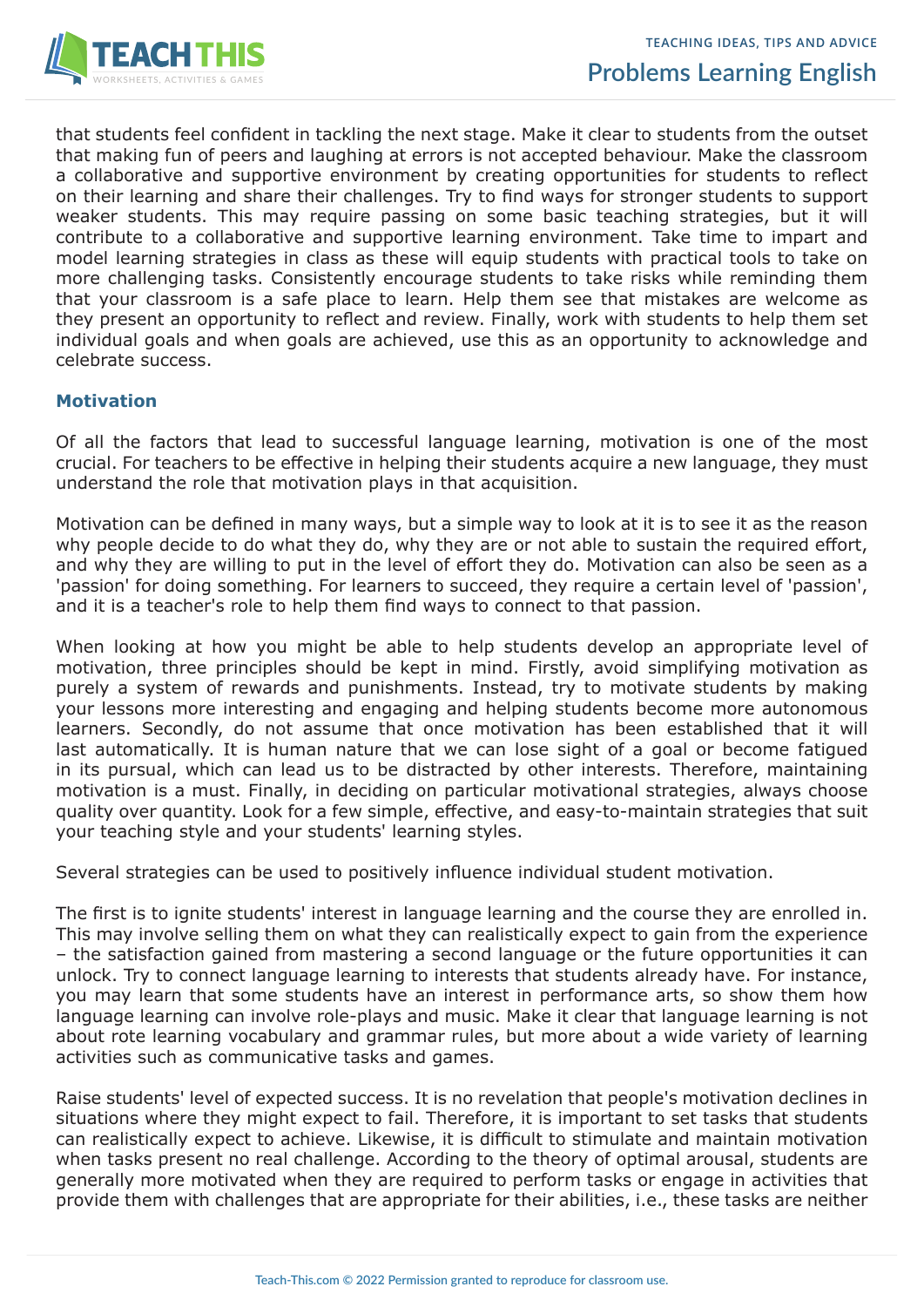that students feel confident in tackling the next stage. Make it clear to students from the outset that making fun of peers and laughing at errors is not accepted behaviour. Make the classroom a collaborative and supportive environment by creating opportunities for students to reflect on their learning and share their challenges. Try to find ways for stronger students to support weaker students. This may require passing on some basic teaching strategies, but it will contribute to a collaborative and supportive learning environment. Take time to impart and model learning strategies in class as these will equip students with practical tools to take on more challenging tasks. Consistently encourage students to take risks while reminding them that your classroom is a safe place to learn. Help them see that mistakes are welcome as they present an opportunity to reflect and review. Finally, work with students to help them set individual goals and when goals are achieved, use this as an opportunity to acknowledge and celebrate success.

### Motivation

Of all the factors that lead to successful language learning, motivation is one of the most crucial. For teachers to be effective in helping their students acquire a new language, they must understand the role that motivation plays in that acquisition.

Motivation can be defined in many ways, but a simple way to look at it is to see it as the reason why people decide to do what they do, why they are or not able to sustain the required effort, and why they are willing to put in the level of effort they do. Motivation can also be seen as a 'passion' for doing something. For learners to succeed, they require a certain level of 'passion', and it is a teacher's role to help them find ways to connect to that passion.

When looking at how you might be able to help students develop an appropriate level of motivation, three principles should be kept in mind. Firstly, avoid simplifying motivation as purely a system of rewards and punishments. Instead, try to motivate students by making your lessons more interesting and engaging and helping students become more autonomous learners. Secondly, do not assume that once motivation has been established that it will last automatically. It is human nature that we can lose sight of a goal or become fatigued in its pursual, which can lead us to be distracted by other interests. Therefore, maintaining motivation is a must. Finally, in deciding on particular motivational strategies, always choose quality over quantity. Look for a few simple, effective, and easy-to-maintain strategies that suit your teaching style and your students' learning styles.

Several strategies can be used to positively influence individual student motivation.

The first is to ignite students' interest in language learning and the course they are enrolled in. This may involve selling them on what they can realistically expect to gain from the experience – the satisfaction gained from mastering a second language or the future opportunities it can unlock. Try to connect language learning to interests that students already have. For instance, you may learn that some students have an interest in performance arts, so show them how language learning can involve role-plays and music. Make it clear that language learning is not about rote learning vocabulary and grammar rules, but more about a wide variety of learning activities such as communicative tasks and games.

Raise students' level of expected success. It is no revelation that people's motivation declines in situations where they might expect to fail. Therefore, it is important to set tasks that students can realistically expect to achieve. Likewise, it is difficult to stimulate and maintain motivation when tasks present no real challenge. According to the theory of optimal arousal, students are generally more motivated when they are required to perform tasks or engage in activities that provide them with challenges that are appropriate for their abilities, i.e., these tasks are neither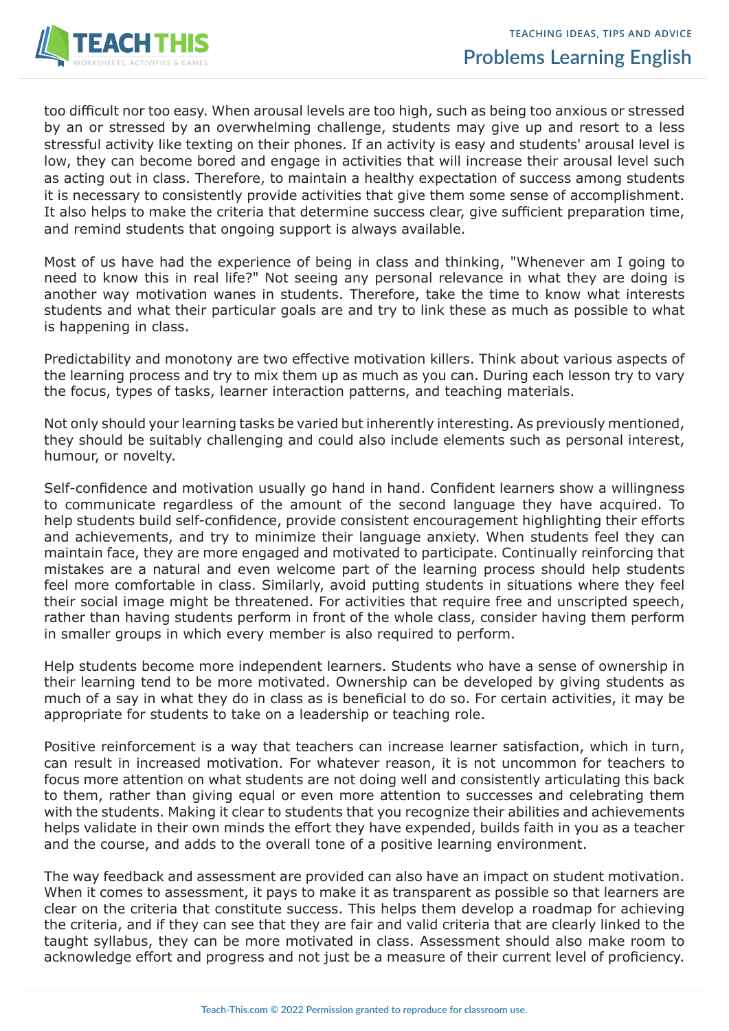too difficult nor too easy. When arousal levels are too high, such as being too anxious or stressed by an or stressed by an overwhelming challenge, students may give up and resort to a less stressful activity like texting on their phones. If an activity is easy and students' arousal level is low, they can become bored and engage in activities that will increase their arousal level such as acting out in class. Therefore, to maintain a healthy expectation of success among students it is necessary to consistently provide activities that give them some sense of accomplishment. It also helps to make the criteria that determine success clear, give sufficient preparation time, and remind students that ongoing support is always available.

Most of us have had the experience of being in class and thinking, "Whenever am I going to need to know this in real life?" Not seeing any personal relevance in what they are doing is another way motivation wanes in students. Therefore, take the time to know what interests students and what their particular goals are and try to link these as much as possible to what is happening in class.

Predictability and monotony are two effective motivation killers. Think about various aspects of the learning process and try to mix them up as much as you can. During each lesson try to vary the focus, types of tasks, learner interaction patterns, and teaching materials.

Not only should your learning tasks be varied but inherently interesting. As previously mentioned, they should be suitably challenging and could also include elements such as personal interest, humour, or novelty.

Self-confidence and motivation usually go hand in hand. Confident learners show a willingness to communicate regardless of the amount of the second language they have acquired. To help students build self-confidence, provide consistent encouragement highlighting their efforts and achievements, and try to minimize their language anxiety. When students feel they can maintain face, they are more engaged and motivated to participate. Continually reinforcing that mistakes are a natural and even welcome part of the learning process should help students feel more comfortable in class. Similarly, avoid putting students in situations where they feel their social image might be threatened. For activities that require free and unscripted speech, rather than having students perform in front of the whole class, consider having them perform in smaller groups in which every member is also required to perform.

Help students become more independent learners. Students who have a sense of ownership in their learning tend to be more motivated. Ownership can be developed by giving students as much of a say in what they do in class as is beneficial to do so. For certain activities, it may be appropriate for students to take on a leadership or teaching role.

Positive reinforcement is a way that teachers can increase learner satisfaction, which in turn, can result in increased motivation. For whatever reason, it is not uncommon for teachers to focus more attention on what students are not doing well and consistently articulating this back to them, rather than giving equal or even more attention to successes and celebrating them with the students. Making it clear to students that you recognize their abilities and achievements helps validate in their own minds the effort they have expended, builds faith in you as a teacher and the course, and adds to the overall tone of a positive learning environment.

The way feedback and assessment are provided can also have an impact on student motivation. When it comes to assessment, it pays to make it as transparent as possible so that learners are clear on the criteria that constitute success. This helps them develop a roadmap for achieving the criteria, and if they can see that they are fair and valid criteria that are clearly linked to the taught syllabus, they can be more motivated in class. Assessment should also make room to acknowledge effort and progress and not just be a measure of their current level of proficiency.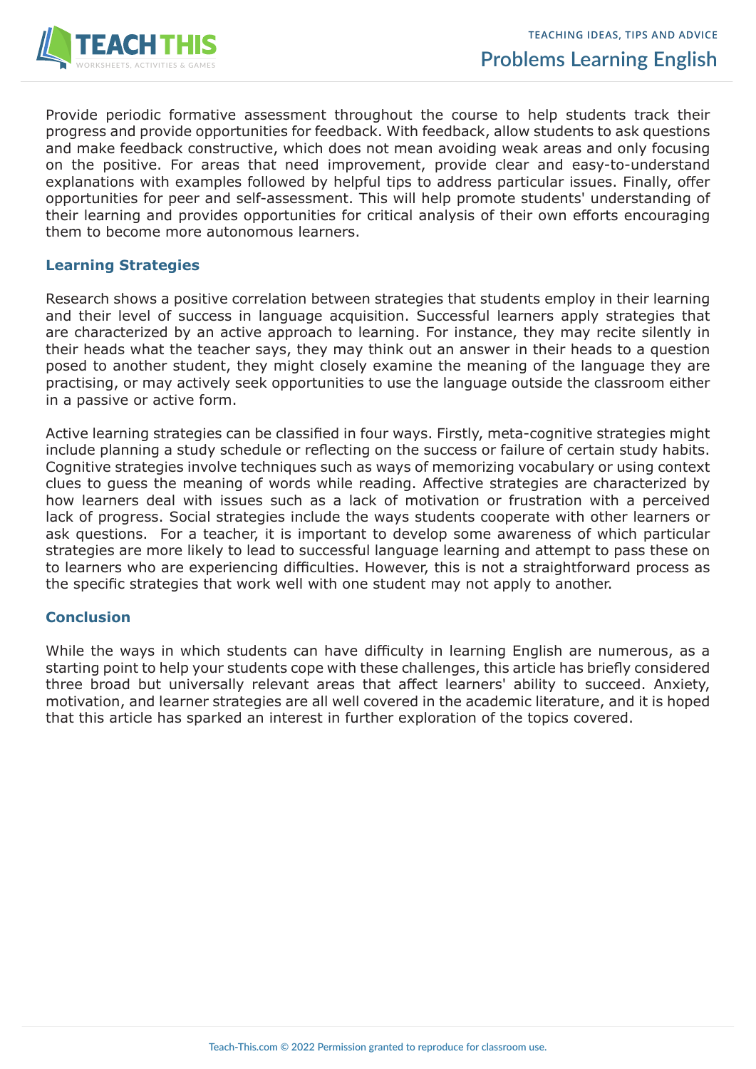Provide periodic formative assessment throughout the course to help students track their progress and provide opportunities for feedback. With feedback, allow students to ask questions and make feedback constructive, which does not mean avoiding weak areas and only focusing on the positive. For areas that need improvement, provide clear and easy-to-understand explanations with examples followed by helpful tips to address particular issues. Finally, offer opportunities for peer and self-assessment. This will help promote students' understanding of their learning and provides opportunities for critical analysis of their own efforts encouraging them to become more autonomous learners.

### Learning Strategies

Research shows a positive correlation between strategies that students employ in their learning and their level of success in language acquisition. Successful learners apply strategies that are characterized by an active approach to learning. For instance, they may recite silently in their heads what the teacher says, they may think out an answer in their heads to a question posed to another student, they might closely examine the meaning of the language they are practising, or may actively seek opportunities to use the language outside the classroom either in a passive or active form.

Active learning strategies can be classified in four ways. Firstly, meta-cognitive strategies might include planning a study schedule or reflecting on the success or failure of certain study habits. Cognitive strategies involve techniques such as ways of memorizing vocabulary or using context clues to guess the meaning of words while reading. Affective strategies are characterized by how learners deal with issues such as a lack of motivation or frustration with a perceived lack of progress. Social strategies include the ways students cooperate with other learners or ask questions. For a teacher, it is important to develop some awareness of which particular strategies are more likely to lead to successful language learning and attempt to pass these on to learners who are experiencing difficulties. However, this is not a straightforward process as the specific strategies that work well with one student may not apply to another.

### Conclusion

While the ways in which students can have difficulty in learning English are numerous, as a starting point to help your students cope with these challenges, this article has briefly considered three broad but universally relevant areas that affect learners' ability to succeed. Anxiety, motivation, and learner strategies are all well covered in the academic literature, and it is hoped that this article has sparked an interest in further exploration of the topics covered.